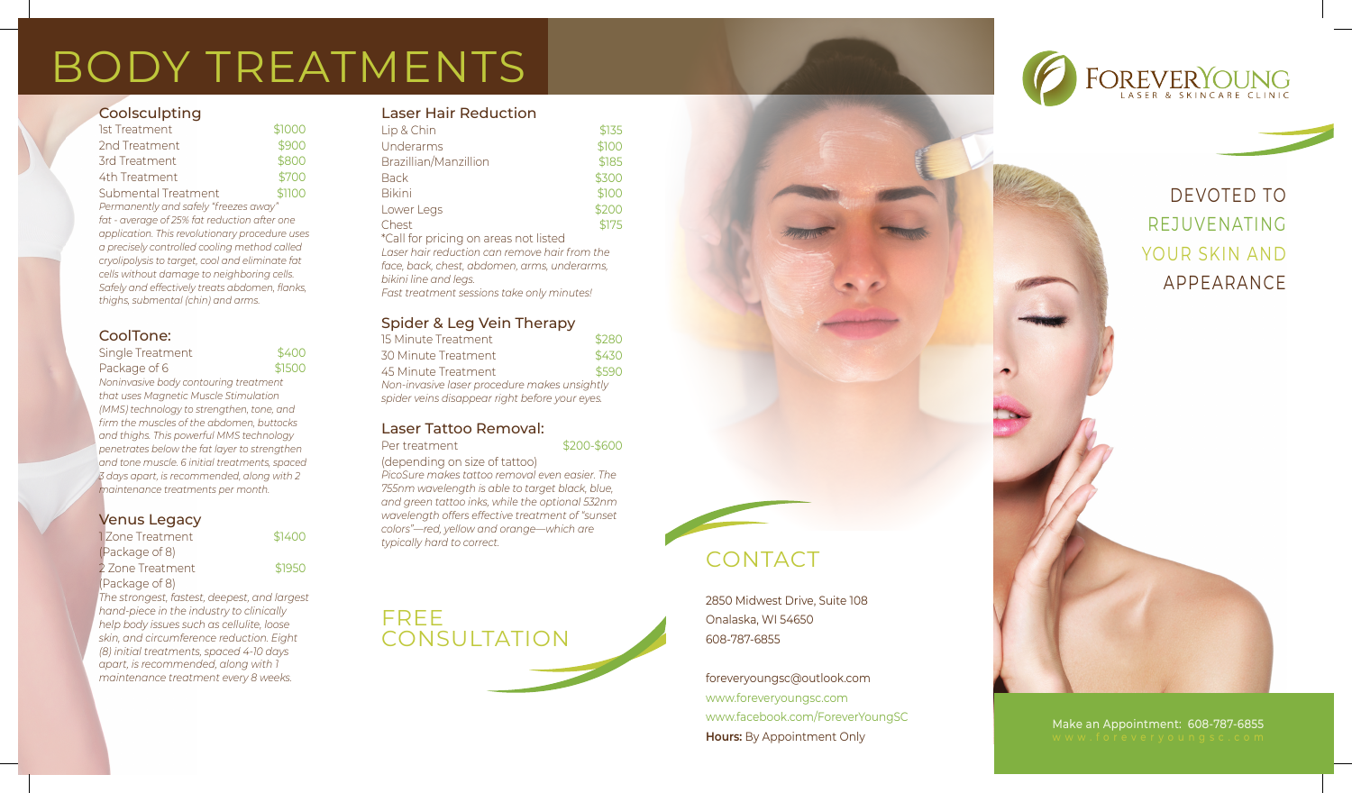# BODY TREATMENTS

## Coolsculpting

| Treatment | Price |
| --- | --- |
| 1st Treatment | $1000 |
| 2nd Treatment | $900 |
| 3rd Treatment | $800 |
| 4th Treatment | $700 |
| Submental Treatment | $1100 |

*Permanently and safely "freezes away" fat - average of 25% fat reduction after one application. This revolutionary procedure uses a precisely controlled cooling method called cryolipolysis to target, cool and eliminate fat cells without damage to neighboring cells. Safely and effectively treats abdomen, flanks, thighs, submental (chin) and arms.*

## CoolTone:

| Treatment | Price |
| --- | --- |
| Single Treatment | $400 |
| Package of 6 | $1500 |

*Noninvasive body contouring treatment that uses Magnetic Muscle Stimulation (MMS) technology to strengthen, tone, and firm the muscles of the abdomen, buttocks and thighs. This powerful MMS technology penetrates below the fat layer to strengthen and tone muscle. 6 initial treatments, spaced 3 days apart, is recommended, along with 2 maintenance treatments per month.*

## Venus Legacy

| Treatment | Price |
| --- | --- |
| 1 Zone Treatment (Package of 8) | $1400 |
| 2 Zone Treatment (Package of 8) | $1950 |

*The strongest, fastest, deepest, and largest hand-piece in the industry to clinically help body issues such as cellulite, loose skin, and circumference reduction. Eight (8) initial treatments, spaced 4-10 days apart, is recommended, along with 1 maintenance treatment every 8 weeks.*

## Laser Hair Reduction

| Area | Price |
| --- | --- |
| Lip & Chin | $135 |
| Underarms | $100 |
| Brazillian/Manzillion | $185 |
| Back | $300 |
| Bikini | $100 |
| Lower Legs | $200 |
| Chest | $175 |

*Call for pricing on areas not listed

*Laser hair reduction can remove hair from the face, back, chest, abdomen, arms, underarms, bikini line and legs.*

*Fast treatment sessions take only minutes!*

## Spider & Leg Vein Therapy

| Treatment | Price |
| --- | --- |
| 15 Minute Treatment | $280 |
| 30 Minute Treatment | $430 |
| 45 Minute Treatment | $590 |

*Non-invasive laser procedure makes unsightly spider veins disappear right before your eyes.*

## Laser Tattoo Removal:

| Treatment | Price |
| --- | --- |
| Per treatment (depending on size of tattoo) | $200-$600 |

*PicoSure makes tattoo removal even easier. The 755nm wavelength is able to target black, blue, and green tattoo inks, while the optional 532nm wavelength offers effective treatment of "sunset colors"—red, yellow and orange—which are typically hard to correct.*

## FREE CONSULTATION

## CONTACT

2850 Midwest Drive, Suite 108
Onalaska, WI 54650
608-787-6855

foreveryoungsc@outlook.com
www.foreveryoungsc.com
www.facebook.com/ForeverYoungSC
**Hours:** By Appointment Only

# FOREVERYOUNG
LASER & SKINCARE CLINIC

DEVOTED TO REJUVENATING YOUR SKIN AND APPEARANCE

Make an Appointment: 608-787-6855
www.foreveryoungsc.com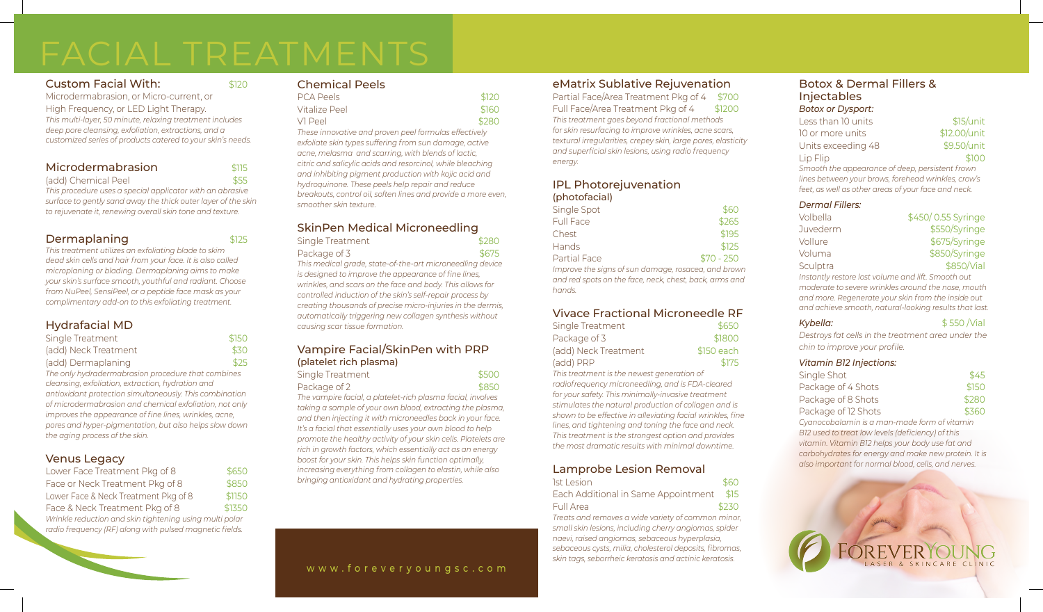# FACIAL TREATMENTS

## Custom Facial With: $120

Microdermabrasion, or Micro-current, or High Frequency, or LED Light Therapy.

*This multi-layer, 50 minute, facial with relaxing treatment includes deep pore cleansing, exfoliation, extractions, and a customized series of products catered to your skin's needs.*

## Microdermabrasion $115

(add) Chemical Peel $55

*This procedure uses a special applicator with an abrasive surface to gently sand away the thick outer layer of the skin to rejuvenate it, renewing overall skin tone and texture.*

## Dermaplaning $125

*This treatment utilizes an exfoliating blade to skim dead skin cells and hair from your face. It is also called microplaning or blading. Dermaplaning aims to make your skin's surface smooth, youthful and radiant. Choose from NuPeel, SensiPeel, or a peptide face mask as your complimentary add-on to this exfoliating treatment.*

## Hydrafacial MD

| | |
|---|---|
| Single Treatment | $150 |
| (add) Neck Treatment | $30 |
| (add) Dermaplaning | $25 |

*The only hydradermabrasion procedure that combines cleansing, exfoliation, extraction, hydration and antioxidant protection simultaneously. This combination of microdermabrasion and chemical exfoliation, not only improves the appearance of fine lines, wrinkles, acne, pores and hyper-pigmentation, but also helps slow down the aging process of the skin.*

## Venus Legacy

| | |
|---|---|
| Lower Face Treatment Pkg of 8 | $650 |
| Face or Neck Treatment Pkg of 8 | $850 |
| Lower Face & Neck Treatment Pkg of 8 | $1150 |
| Face & Neck Treatment Pkg of 8 | $1350 |

*Wrinkle reduction and skin tightening using multi polar radio frequency (RF) along with pulsed magnetic fields.*

## Chemical Peels

| | |
|---|---|
| PCA Peels | $120 |
| Vitalize Peel | $160 |
| VI Peel | $280 |

*These innovative and proven peel formulas effectively exfoliate skin types suffering from sun damage, active acne, melasma and scarring, with blends of lactic, citric and salicylic acids and resorcinol, while bleaching and inhibiting pigment production with kojic acid and hydroquinone. These peels help repair and reduce breakouts, control oil, soften lines and provide a more even, smoother skin texture.*

## SkinPen Medical Microneedling

| | |
|---|---|
| Single Treatment | $280 |
| Package of 3 | $675 |

*This medical grade, state-of-the-art microneedling device is designed to improve the appearance of fine lines, wrinkles, and scars on the face and body. This allows for controlled induction of the skin's self-repair process by creating thousands of precise micro-injuries in the dermis, automatically triggering new collagen synthesis without causing scar tissue formation.*

## Vampire Facial/SkinPen with PRP
### (platelet rich plasma)

| | |
|---|---|
| Single Treatment | $500 |
| Package of 2 | $850 |

*The vampire facial, a platelet-rich plasma facial, involves taking a sample of your own blood, extracting the plasma, and then injecting it with microneedles back in your face. It's a facial that essentially uses your own blood to help promote the healthy activity of your skin cells. Platelets are rich in growth factors, which essentially act as an energy boost for your skin. This helps skin function optimally, increasing everything from collagen to elastin, while also bringing antioxidant and hydrating properties.*

www.foreveryoungsc.com

## eMatrix Sublative Rejuvenation

| | |
|---|---|
| Partial Face/Area Treatment Pkg of 4 | $700 |
| Full Face/Area Treatment Pkg of 4 | $1200 |

*This treatment goes beyond fractional methods for skin resurfacing to improve wrinkles, acne scars, textural irregularities, crepey skin, large pores, elasticity and superficial skin lesions, using radio frequency energy.*

## IPL Photorejuvenation
### (photofacial)

| | |
|---|---|
| Single Spot | $60 |
| Full Face | $265 |
| Chest | $195 |
| Hands | $125 |
| Partial Face | $70 - 250 |

*Improve the signs of sun damage, rosacea, and brown and red spots on the face, neck, chest, back, arms and hands.*

## Vivace Fractional Microneedle RF

| | |
|---|---|
| Single Treatment | $650 |
| Package of 3 | $1800 |
| (add) Neck Treatment | $150 each |
| (add) PRP | $175 |

*This treatment is the newest generation of radiofrequency microneedling, and is FDA-cleared for your safety. This minimally-invasive treatment stimulates the natural production of collagen and is shown to be effective in alleviating facial wrinkles, fine lines, and tightening and toning the face and neck. This treatment is the strongest option and provides the most dramatic results with minimal downtime.*

## Lamprobe Lesion Removal

| | |
|---|---|
| 1st Lesion | $60 |
| Each Additional in Same Appointment | $15 |
| Full Area | $230 |

*Treats and removes a wide variety of common minor, small skin lesions, including cherry angiomas, spider naevi, raised angiomas, sebaceous hyperplasia, sebaceous cysts, milia, cholesterol deposits, fibromas, skin tags, seborrheic keratosis and actinic keratosis.*

## Botox & Dermal Fillers & Injectables

### *Botox or Dysport:*

| | |
|---|---|
| Less than 10 units | $15/unit |
| 10 or more units | $12.00/unit |
| Units exceeding 48 | $9.50/unit |
| Lip Flip | $100 |

*Smooth the appearance of deep, persistent frown lines between your brows, forehead wrinkles, crow's feet, as well as other areas of your face and neck.*

### *Dermal Fillers:*

| | |
|---|---|
| Volbella | $450/ 0.55 Syringe |
| Juvederm | $550/Syringe |
| Vollure | $675/Syringe |
| Voluma | $850/Syringe |
| Sculptra | $850/Vial |

*Instantly restore lost volume and lift. Smooth out moderate to severe wrinkles around the nose, mouth and more. Regenerate your skin from the inside out and achieve smooth, natural-looking results that last.*

### *Kybella:* $ 550 /Vial

*Destroys fat cells in the treatment area under the chin to improve your profile.*

### *Vitamin B12 Injections:*

| | |
|---|---|
| Single Shot | $45 |
| Package of 4 Shots | $150 |
| Package of 8 Shots | $280 |
| Package of 12 Shots | $360 |

*Cyanocobalamin is a man-made form of vitamin B12 used to treat low levels (deficiency) of this vitamin. Vitamin B12 helps your body use fat and carbohydrates for energy and make new protein. It is also important for normal blood, cells, and nerves.*

FOREVERYOUNG
LASER & SKINCARE CLINIC